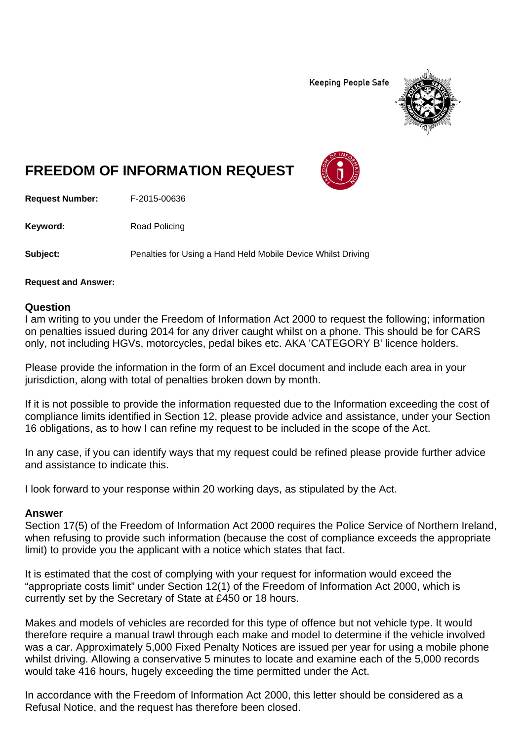Keeping People Safe

# FREEDOM OF INFORMATION REQUEST

**Request Number:** F-2015-00636

**Keyword:** Road Policing

**Subject:** Penalties for Using a Hand Held Mobile Device Whilst Driving

**Request and Answer:**

## Question

I am writing to you under the Freedom of Information Act 2000 to request the following; information on penalties issued during 2014 for any driver caught whilst on a phone. This should be for CARS only, not including HGVs, motorcycles, pedal bikes etc. AKA 'CATEGORY B' licence holders.

Please provide the information in the form of an Excel document and include each area in your jurisdiction, along with total of penalties broken down by month.

If it is not possible to provide the information requested due to the Information exceeding the cost of compliance limits identified in Section 12, please provide advice and assistance, under your Section 16 obligations, as to how I can refine my request to be included in the scope of the Act.

In any case, if you can identify ways that my request could be refined please provide further advice and assistance to indicate this.

I look forward to your response within 20 working days, as stipulated by the Act.

## Answer

Section 17(5) of the Freedom of Information Act 2000 requires the Police Service of Northern Ireland, when refusing to provide such information (because the cost of compliance exceeds the appropriate limit) to provide you the applicant with a notice which states that fact.

It is estimated that the cost of complying with your request for information would exceed the "appropriate costs limit" under Section 12(1) of the Freedom of Information Act 2000, which is currently set by the Secretary of State at £450 or 18 hours.

Makes and models of vehicles are recorded for this type of offence but not vehicle type. It would therefore require a manual trawl through each make and model to determine if the vehicle involved was a car. Approximately 5,000 Fixed Penalty Notices are issued per year for using a mobile phone whilst driving. Allowing a conservative 5 minutes to locate and examine each of the 5,000 records would take 416 hours, hugely exceeding the time permitted under the Act.

In accordance with the Freedom of Information Act 2000, this letter should be considered as a Refusal Notice, and the request has therefore been closed.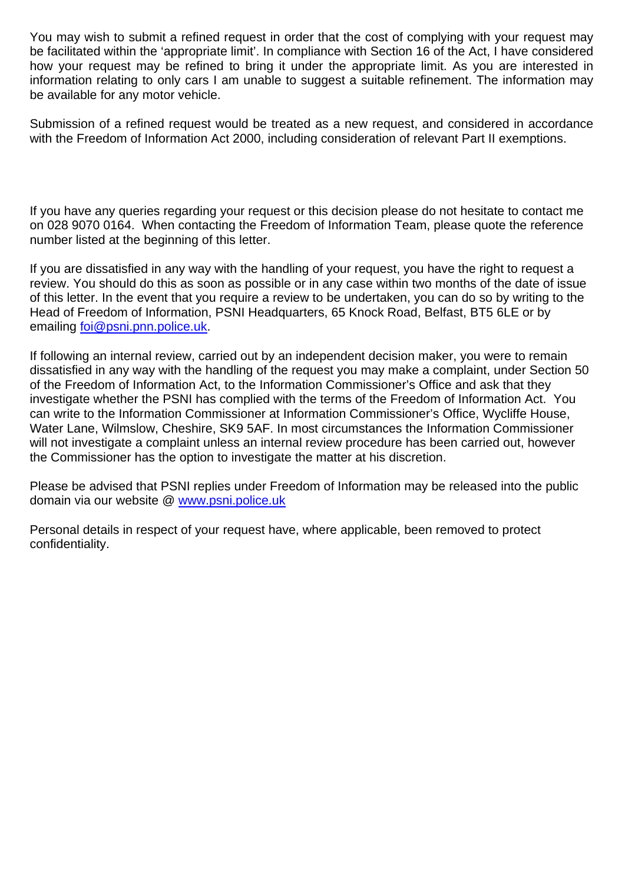You may wish to submit a refined request in order that the cost of complying with your request may be facilitated within the 'appropriate limit'. In compliance with Section 16 of the Act, I have considered how your request may be refined to bring it under the appropriate limit. As you are interested in information relating to only cars I am unable to suggest a suitable refinement. The information may be available for any motor vehicle.

Submission of a refined request would be treated as a new request, and considered in accordance with the Freedom of Information Act 2000, including consideration of relevant Part II exemptions.

If you have any queries regarding your request or this decision please do not hesitate to contact me on 028 9070 0164. When contacting the Freedom of Information Team, please quote the reference number listed at the beginning of this letter.

If you are dissatisfied in any way with the handling of your request, you have the right to request a review. You should do this as soon as possible or in any case within two months of the date of issue of this letter. In the event that you require a review to be undertaken, you can do so by writing to the Head of Freedom of Information, PSNI Headquarters, 65 Knock Road, Belfast, BT5 6LE or by emailing [foi@psni.pnn.police.uk](mailto:foi@psni.pnn.police.uk).

If following an internal review, carried out by an independent decision maker, you were to remain dissatisfied in any way with the handling of the request you may make a complaint, under Section 50 of the Freedom of Information Act, to the Information Commissioner's Office and ask that they investigate whether the PSNI has complied with the terms of the Freedom of Information Act. You can write to the Information Commissioner at Information Commissioner's Office, Wycliffe House, Water Lane, Wilmslow, Cheshire, SK9 5AF. In most circumstances the Information Commissioner will not investigate a complaint unless an internal review procedure has been carried out, however the Commissioner has the option to investigate the matter at his discretion.

Please be advised that PSNI replies under Freedom of Information may be released into the public domain via our website @ [www.psni.police.uk](http://www.psni.police.uk)

Personal details in respect of your request have, where applicable, been removed to protect confidentiality.